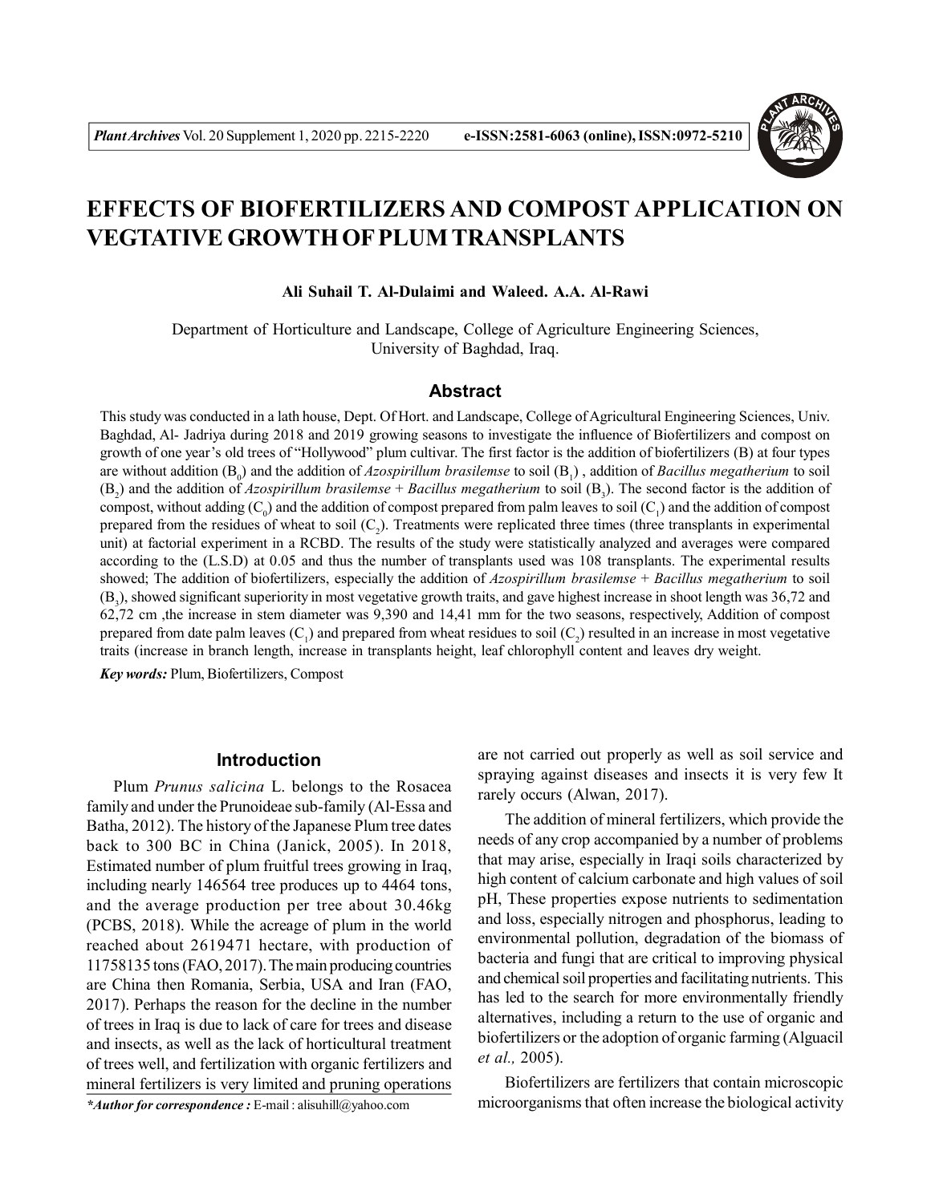# EFFECTS OF BIOFERTILIZERS AND COMPOST APPLICATION ON VEGTATIVE GROWTH OF PLUM TRANSPLANTS

**Ali Suhail T. Al-Dulaimi and Waleed. A.A. Al-Rawi**

Department of Horticulture and Landscape, College of Agriculture Engineering Sciences, University of Baghdad, Iraq.

## Abstract

This study was conducted in a lath house, Dept. Of Hort. and Landscape, College of Agricultural Engineering Sciences, Univ. Baghdad, Al- Jadriya during 2018 and 2019 growing seasons to investigate the influence of Biofertilizers and compost on growth of one year's old trees of "Hollywood" plum cultivar. The first factor is the addition of biofertilizers (B) at four types are without addition ($B_0$) and the addition of *Azospirillum brasilemse* to soil ($B_1$) , addition of *Bacillus megatherium* to soil ($B_2$) and the addition of *Azospirillum brasilemse* + *Bacillus megatherium* to soil ($B_3$). The second factor is the addition of compost, without adding ($C_0$) and the addition of compost prepared from palm leaves to soil ($C_1$) and the addition of compost prepared from the residues of wheat to soil ($C_2$). Treatments were replicated three times (three transplants in experimental unit) at factorial experiment in a RCBD. The results of the study were statistically analyzed and averages were compared according to the (L.S.D) at 0.05 and thus the number of transplants used was 108 transplants. The experimental results showed; The addition of biofertilizers, especially the addition of *Azospirillum brasilemse* + *Bacillus megatherium* to soil ($B_3$), showed significant superiority in most vegetative growth traits, and gave highest increase in shoot length was 36,72 and 62,72 cm ,the increase in stem diameter was 9,390 and 14,41 mm for the two seasons, respectively, Addition of compost prepared from date palm leaves ($C_1$) and prepared from wheat residues to soil ($C_2$) resulted in an increase in most vegetative traits (increase in branch length, increase in transplants height, leaf chlorophyll content and leaves dry weight.

***Key words:*** Plum, Biofertilizers, Compost

## Introduction

Plum *Prunus salicina* L. belongs to the Rosacea family and under the Prunoideae sub-family (Al-Essa and Batha, 2012). The history of the Japanese Plum tree dates back to 300 BC in China (Janick, 2005). In 2018, Estimated number of plum fruitful trees growing in Iraq, including nearly 146564 tree produces up to 4464 tons, and the average production per tree about 30.46kg (PCBS, 2018). While the acreage of plum in the world reached about 2619471 hectare, with production of 11758135 tons (FAO, 2017). The main producing countries are China then Romania, Serbia, USA and Iran (FAO, 2017). Perhaps the reason for the decline in the number of trees in Iraq is due to lack of care for trees and disease and insects, as well as the lack of horticultural treatment of trees well, and fertilization with organic fertilizers and mineral fertilizers is very limited and pruning operations are not carried out properly as well as soil service and spraying against diseases and insects it is very few It rarely occurs (Alwan, 2017).

The addition of mineral fertilizers, which provide the needs of any crop accompanied by a number of problems that may arise, especially in Iraqi soils characterized by high content of calcium carbonate and high values of soil pH, These properties expose nutrients to sedimentation and loss, especially nitrogen and phosphorus, leading to environmental pollution, degradation of the biomass of bacteria and fungi that are critical to improving physical and chemical soil properties and facilitating nutrients. This has led to the search for more environmentally friendly alternatives, including a return to the use of organic and biofertilizers or the adoption of organic farming (Alguacil *et al.,* 2005).

Biofertilizers are fertilizers that contain microscopic microorganisms that often increase the biological activity

**\*Author for correspondence :** E-mail : alisuhill@yahoo.com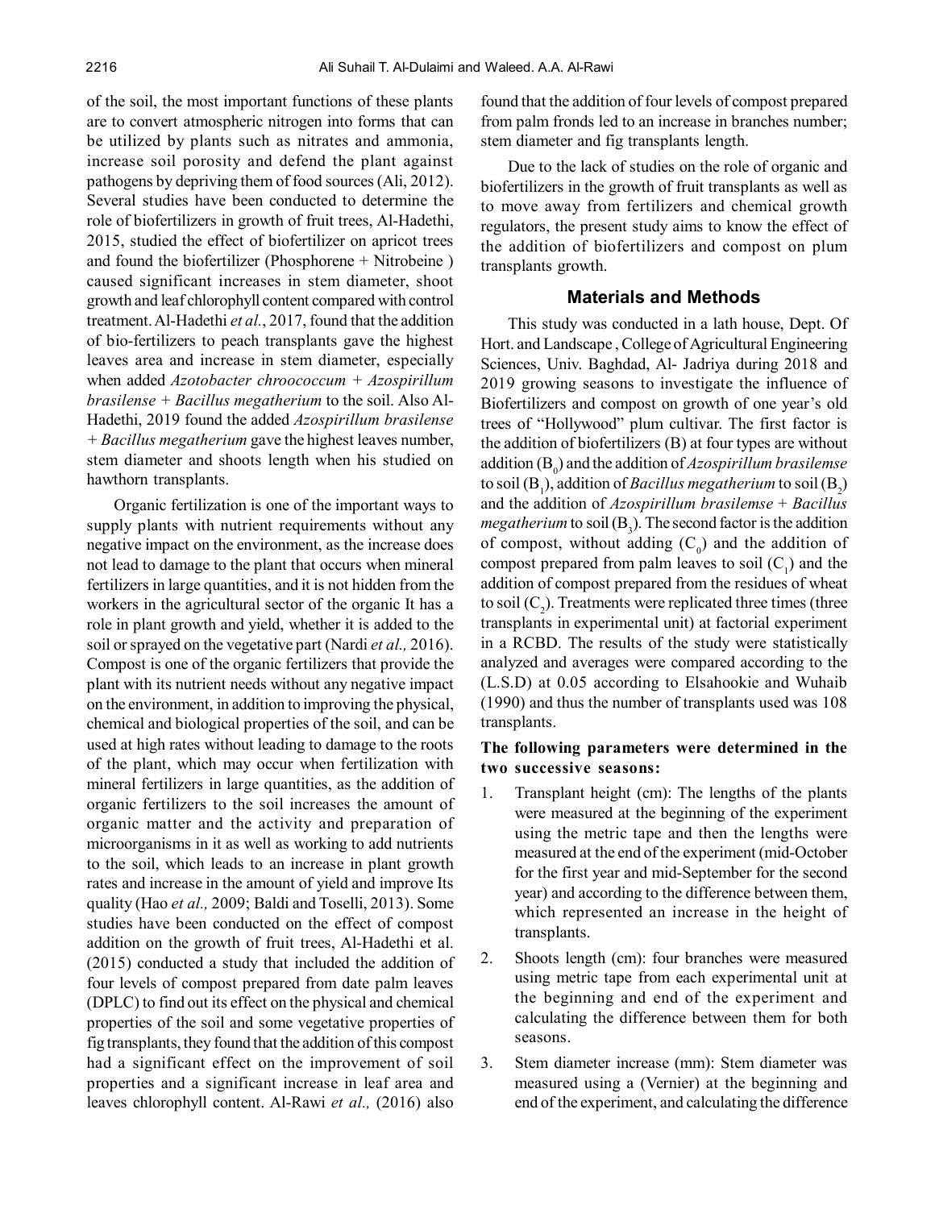of the soil, the most important functions of these plants are to convert atmospheric nitrogen into forms that can be utilized by plants such as nitrates and ammonia, increase soil porosity and defend the plant against pathogens by depriving them of food sources (Ali, 2012). Several studies have been conducted to determine the role of biofertilizers in growth of fruit trees, Al-Hadethi, 2015, studied the effect of biofertilizer on apricot trees and found the biofertilizer (Phosphorene + Nitrobeine ) caused significant increases in stem diameter, shoot growth and leaf chlorophyll content compared with control treatment. Al-Hadethi *et al.*, 2017, found that the addition of bio-fertilizers to peach transplants gave the highest leaves area and increase in stem diameter, especially when added *Azotobacter chroococcum + Azospirillum brasilense + Bacillus megatherium* to the soil. Also Al-Hadethi, 2019 found the added *Azospirillum brasilense + Bacillus megatherium* gave the highest leaves number, stem diameter and shoots length when his studied on hawthorn transplants.

Organic fertilization is one of the important ways to supply plants with nutrient requirements without any negative impact on the environment, as the increase does not lead to damage to the plant that occurs when mineral fertilizers in large quantities, and it is not hidden from the workers in the agricultural sector of the organic It has a role in plant growth and yield, whether it is added to the soil or sprayed on the vegetative part (Nardi *et al.,* 2016). Compost is one of the organic fertilizers that provide the plant with its nutrient needs without any negative impact on the environment, in addition to improving the physical, chemical and biological properties of the soil, and can be used at high rates without leading to damage to the roots of the plant, which may occur when fertilization with mineral fertilizers in large quantities, as the addition of organic fertilizers to the soil increases the amount of organic matter and the activity and preparation of microorganisms in it as well as working to add nutrients to the soil, which leads to an increase in plant growth rates and increase in the amount of yield and improve Its quality (Hao *et al.,* 2009; Baldi and Toselli, 2013). Some studies have been conducted on the effect of compost addition on the growth of fruit trees, Al-Hadethi et al. (2015) conducted a study that included the addition of four levels of compost prepared from date palm leaves (DPLC) to find out its effect on the physical and chemical properties of the soil and some vegetative properties of fig transplants, they found that the addition of this compost had a significant effect on the improvement of soil properties and a significant increase in leaf area and leaves chlorophyll content. Al-Rawi *et al.,* (2016) also found that the addition of four levels of compost prepared from palm fronds led to an increase in branches number; stem diameter and fig transplants length.

Due to the lack of studies on the role of organic and biofertilizers in the growth of fruit transplants as well as to move away from fertilizers and chemical growth regulators, the present study aims to know the effect of the addition of biofertilizers and compost on plum transplants growth.

## Materials and Methods

This study was conducted in a lath house, Dept. Of Hort. and Landscape , College of Agricultural Engineering Sciences, Univ. Baghdad, Al- Jadriya during 2018 and 2019 growing seasons to investigate the influence of Biofertilizers and compost on growth of one year's old trees of "Hollywood" plum cultivar. The first factor is the addition of biofertilizers (B) at four types are without addition ($B_0$) and the addition of *Azospirillum brasilemse* to soil ($B_1$), addition of *Bacillus megatherium* to soil ($B_2$) and the addition of *Azospirillum brasilemse + Bacillus megatherium* to soil ($B_3$). The second factor is the addition of compost, without adding ($C_0$) and the addition of compost prepared from palm leaves to soil ($C_1$) and the addition of compost prepared from the residues of wheat to soil ($C_2$). Treatments were replicated three times (three transplants in experimental unit) at factorial experiment in a RCBD. The results of the study were statistically analyzed and averages were compared according to the (L.S.D) at 0.05 according to Elsahookie and Wuhaib (1990) and thus the number of transplants used was 108 transplants.

**The following parameters were determined in the two successive seasons:**

1. Transplant height (cm): The lengths of the plants were measured at the beginning of the experiment using the metric tape and then the lengths were measured at the end of the experiment (mid-October for the first year and mid-September for the second year) and according to the difference between them, which represented an increase in the height of transplants.
2. Shoots length (cm): four branches were measured using metric tape from each experimental unit at the beginning and end of the experiment and calculating the difference between them for both seasons.
3. Stem diameter increase (mm): Stem diameter was measured using a (Vernier) at the beginning and end of the experiment, and calculating the difference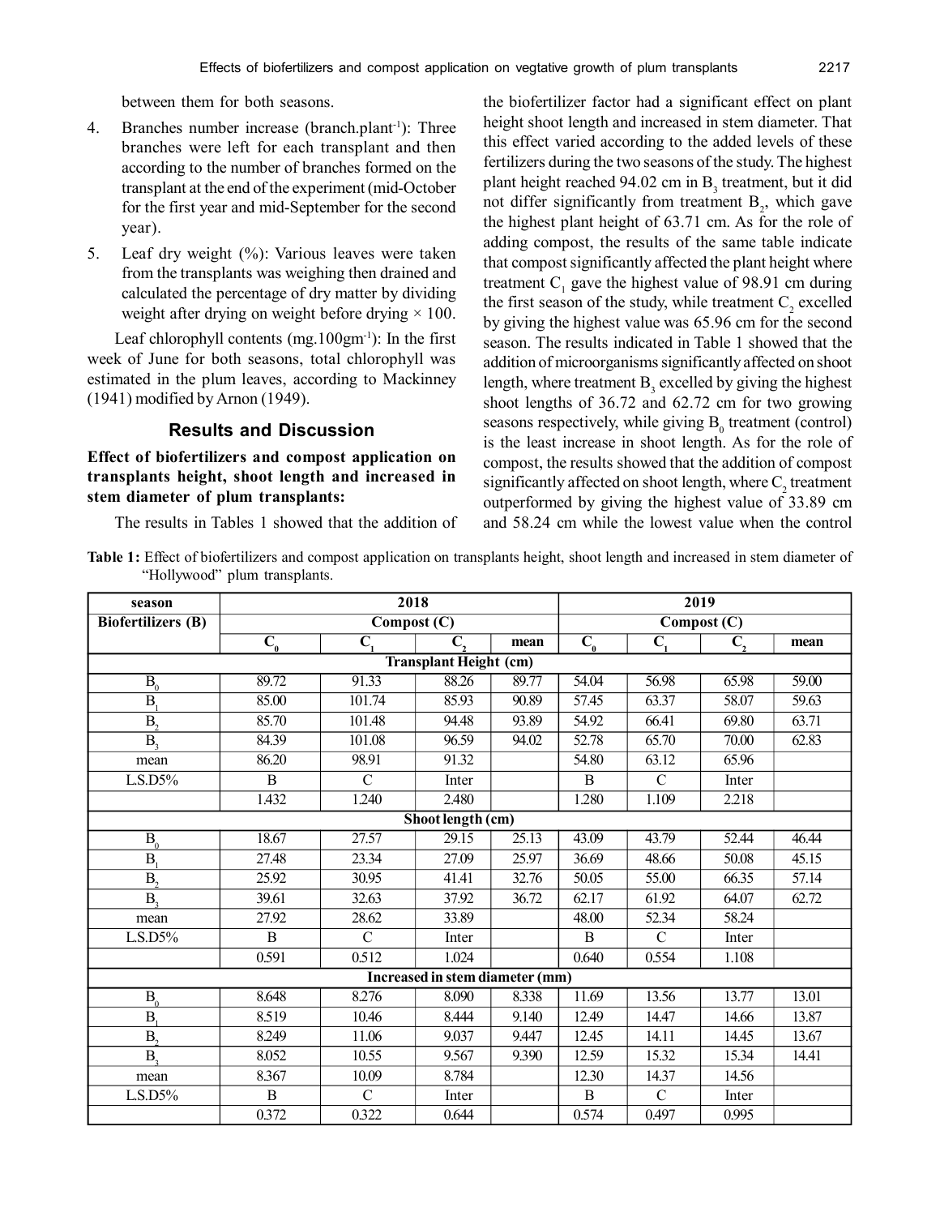between them for both seasons.

4. Branches number increase (branch.plant$^{-1}$): Three branches were left for each transplant and then according to the number of branches formed on the transplant at the end of the experiment (mid-October for the first year and mid-September for the second year).
5. Leaf dry weight (%): Various leaves were taken from the transplants was weighing then drained and calculated the percentage of dry matter by dividing weight after drying on weight before drying × 100.

Leaf chlorophyll contents (mg.100gm$^{-1}$): In the first week of June for both seasons, total chlorophyll was estimated in the plum leaves, according to Mackinney (1941) modified by Arnon (1949).

## Results and Discussion

**Effect of biofertilizers and compost application on transplants height, shoot length and increased in stem diameter of plum transplants:**

The results in Tables 1 showed that the addition of the biofertilizer factor had a significant effect on plant height shoot length and increased in stem diameter. That this effect varied according to the added levels of these fertilizers during the two seasons of the study. The highest plant height reached 94.02 cm in $B_3$ treatment, but it did not differ significantly from treatment $B_2$, which gave the highest plant height of 63.71 cm. As for the role of adding compost, the results of the same table indicate that compost significantly affected the plant height where treatment $C_1$ gave the highest value of 98.91 cm during the first season of the study, while treatment $C_2$ excelled by giving the highest value was 65.96 cm for the second season. The results indicated in Table 1 showed that the addition of microorganisms significantly affected on shoot length, where treatment $B_3$ excelled by giving the highest shoot lengths of 36.72 and 62.72 cm for two growing seasons respectively, while giving $B_0$ treatment (control) is the least increase in shoot length. As for the role of compost, the results showed that the addition of compost significantly affected on shoot length, where $C_2$ treatment outperformed by giving the highest value of 33.89 cm and 58.24 cm while the lowest value when the control

**Table 1:** Effect of biofertilizers and compost application on transplants height, shoot length and increased in stem diameter of "Hollywood" plum transplants.

| season | 2018 | | | | 2019 | | | |
|---|---|---|---|---|---|---|---|---|
| Biofertilizers (B) | Compost (C) | | | | Compost (C) | | | |
| | $C_0$ | $C_1$ | $C_2$ | mean | $C_0$ | $C_1$ | $C_2$ | mean |
| **Transplant Height (cm)** | | | | | | | | |
| $B_0$ | 89.72 | 91.33 | 88.26 | 89.77 | 54.04 | 56.98 | 65.98 | 59.00 |
| $B_1$ | 85.00 | 101.74 | 85.93 | 90.89 | 57.45 | 63.37 | 58.07 | 59.63 |
| $B_2$ | 85.70 | 101.48 | 94.48 | 93.89 | 54.92 | 66.41 | 69.80 | 63.71 |
| $B_3$ | 84.39 | 101.08 | 96.59 | 94.02 | 52.78 | 65.70 | 70.00 | 62.83 |
| mean | 86.20 | 98.91 | 91.32 | | 54.80 | 63.12 | 65.96 | |
| L.S.D5% | B | C | Inter | | B | C | Inter | |
| | 1.432 | 1.240 | 2.480 | | 1.280 | 1.109 | 2.218 | |
| **Shoot length (cm)** | | | | | | | | |
| $B_0$ | 18.67 | 27.57 | 29.15 | 25.13 | 43.09 | 43.79 | 52.44 | 46.44 |
| $B_1$ | 27.48 | 23.34 | 27.09 | 25.97 | 36.69 | 48.66 | 50.08 | 45.15 |
| $B_2$ | 25.92 | 30.95 | 41.41 | 32.76 | 50.05 | 55.00 | 66.35 | 57.14 |
| $B_3$ | 39.61 | 32.63 | 37.92 | 36.72 | 62.17 | 61.92 | 64.07 | 62.72 |
| mean | 27.92 | 28.62 | 33.89 | | 48.00 | 52.34 | 58.24 | |
| L.S.D5% | B | C | Inter | | B | C | Inter | |
| | 0.591 | 0.512 | 1.024 | | 0.640 | 0.554 | 1.108 | |
| **Increased in stem diameter (mm)** | | | | | | | | |
| $B_0$ | 8.648 | 8.276 | 8.090 | 8.338 | 11.69 | 13.56 | 13.77 | 13.01 |
| $B_1$ | 8.519 | 10.46 | 8.444 | 9.140 | 12.49 | 14.47 | 14.66 | 13.87 |
| $B_2$ | 8.249 | 11.06 | 9.037 | 9.447 | 12.45 | 14.11 | 14.45 | 13.67 |
| $B_3$ | 8.052 | 10.55 | 9.567 | 9.390 | 12.59 | 15.32 | 15.34 | 14.41 |
| mean | 8.367 | 10.09 | 8.784 | | 12.30 | 14.37 | 14.56 | |
| L.S.D5% | B | C | Inter | | B | C | Inter | |
| | 0.372 | 0.322 | 0.644 | | 0.574 | 0.497 | 0.995 | |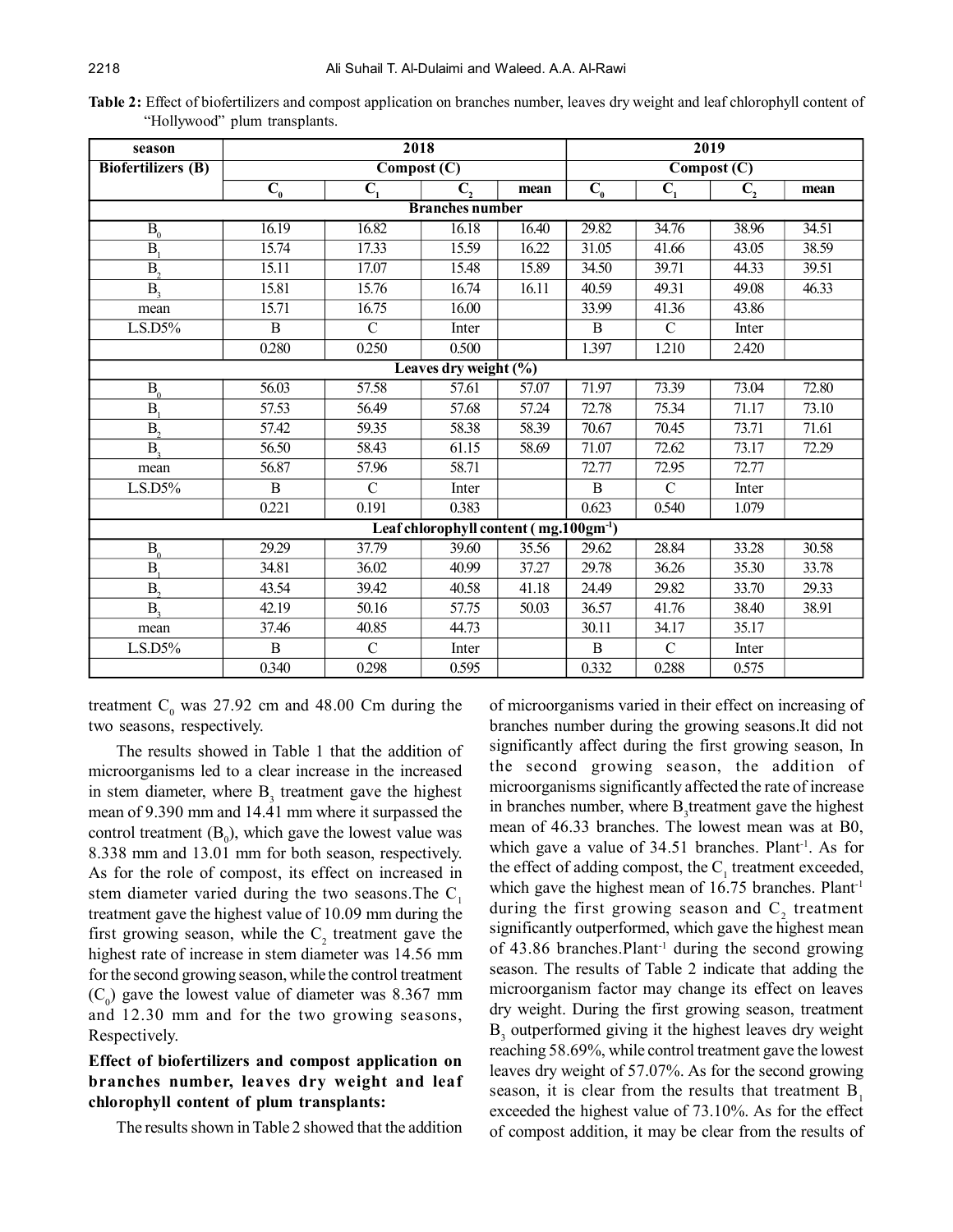**Table 2:** Effect of biofertilizers and compost application on branches number, leaves dry weight and leaf chlorophyll content of "Hollywood" plum transplants.

| season | 2018 | | | | 2019 | | | |
|---|---|---|---|---|---|---|---|---|
| Biofertilizers (B) | Compost (C) | | | | Compost (C) | | | |
| | $C_0$ | $C_1$ | $C_2$ | mean | $C_0$ | $C_1$ | $C_2$ | mean |
| **Branches number** | | | | | | | | |
| $B_0$ | 16.19 | 16.82 | 16.18 | 16.40 | 29.82 | 34.76 | 38.96 | 34.51 |
| $B_1$ | 15.74 | 17.33 | 15.59 | 16.22 | 31.05 | 41.66 | 43.05 | 38.59 |
| $B_2$ | 15.11 | 17.07 | 15.48 | 15.89 | 34.50 | 39.71 | 44.33 | 39.51 |
| $B_3$ | 15.81 | 15.76 | 16.74 | 16.11 | 40.59 | 49.31 | 49.08 | 46.33 |
| mean | 15.71 | 16.75 | 16.00 | | 33.99 | 41.36 | 43.86 | |
| L.S.D5% | B | C | Inter | | B | C | Inter | |
| | 0.280 | 0.250 | 0.500 | | 1.397 | 1.210 | 2.420 | |
| **Leaves dry weight (%)** | | | | | | | | |
| $B_0$ | 56.03 | 57.58 | 57.61 | 57.07 | 71.97 | 73.39 | 73.04 | 72.80 |
| $B_1$ | 57.53 | 56.49 | 57.68 | 57.24 | 72.78 | 75.34 | 71.17 | 73.10 |
| $B_2$ | 57.42 | 59.35 | 58.38 | 58.39 | 70.67 | 70.45 | 73.71 | 71.61 |
| $B_3$ | 56.50 | 58.43 | 61.15 | 58.69 | 71.07 | 72.62 | 73.17 | 72.29 |
| mean | 56.87 | 57.96 | 58.71 | | 72.77 | 72.95 | 72.77 | |
| L.S.D5% | B | C | Inter | | B | C | Inter | |
| | 0.221 | 0.191 | 0.383 | | 0.623 | 0.540 | 1.079 | |
| **Leaf chlorophyll content ( mg.100gm$^{-1}$)** | | | | | | | | |
| $B_0$ | 29.29 | 37.79 | 39.60 | 35.56 | 29.62 | 28.84 | 33.28 | 30.58 |
| $B_1$ | 34.81 | 36.02 | 40.99 | 37.27 | 29.78 | 36.26 | 35.30 | 33.78 |
| $B_2$ | 43.54 | 39.42 | 40.58 | 41.18 | 24.49 | 29.82 | 33.70 | 29.33 |
| $B_3$ | 42.19 | 50.16 | 57.75 | 50.03 | 36.57 | 41.76 | 38.40 | 38.91 |
| mean | 37.46 | 40.85 | 44.73 | | 30.11 | 34.17 | 35.17 | |
| L.S.D5% | B | C | Inter | | B | C | Inter | |
| | 0.340 | 0.298 | 0.595 | | 0.332 | 0.288 | 0.575 | |

treatment $C_0$ was 27.92 cm and 48.00 Cm during the two seasons, respectively.

The results showed in Table 1 that the addition of microorganisms led to a clear increase in the increased in stem diameter, where $B_3$ treatment gave the highest mean of 9.390 mm and 14.41 mm where it surpassed the control treatment ($B_0$), which gave the lowest value was 8.338 mm and 13.01 mm for both season, respectively. As for the role of compost, its effect on increased in stem diameter varied during the two seasons.The $C_1$ treatment gave the highest value of 10.09 mm during the first growing season, while the $C_2$ treatment gave the highest rate of increase in stem diameter was 14.56 mm for the second growing season, while the control treatment ($C_0$) gave the lowest value of diameter was 8.367 mm and 12.30 mm and for the two growing seasons, Respectively.

### Effect of biofertilizers and compost application on branches number, leaves dry weight and leaf chlorophyll content of plum transplants:

The results shown in Table 2 showed that the addition of microorganisms varied in their effect on increasing of branches number during the growing seasons.It did not significantly affect during the first growing season, In the second growing season, the addition of microorganisms significantly affected the rate of increase in branches number, where $B_3$treatment gave the highest mean of 46.33 branches. The lowest mean was at B0, which gave a value of 34.51 branches. Plant$^{-1}$. As for the effect of adding compost, the $C_1$ treatment exceeded, which gave the highest mean of 16.75 branches. Plant$^{-1}$ during the first growing season and $C_2$ treatment significantly outperformed, which gave the highest mean of 43.86 branches.Plant$^{-1}$ during the second growing season. The results of Table 2 indicate that adding the microorganism factor may change its effect on leaves dry weight. During the first growing season, treatment $B_3$ outperformed giving it the highest leaves dry weight reaching 58.69%, while control treatment gave the lowest leaves dry weight of 57.07%. As for the second growing season, it is clear from the results that treatment $B_1$ exceeded the highest value of 73.10%. As for the effect of compost addition, it may be clear from the results of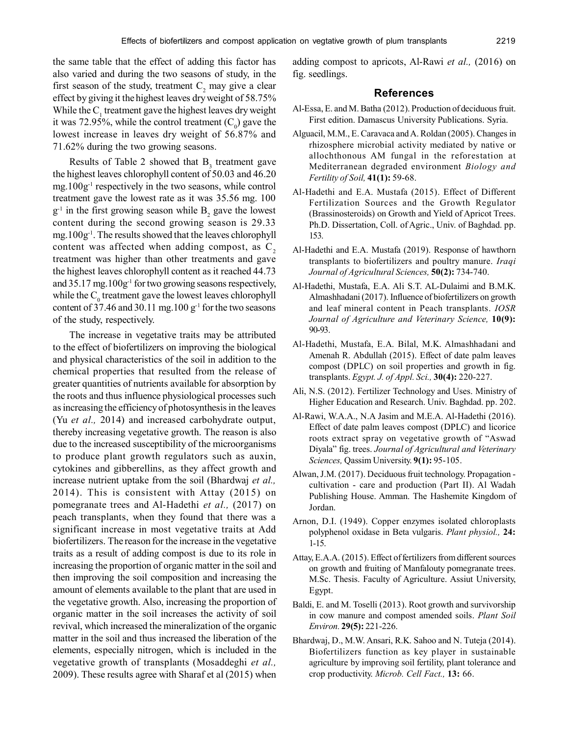the same table that the effect of adding this factor has also varied and during the two seasons of study, in the first season of the study, treatment $C_2$ may give a clear effect by giving it the highest leaves dry weight of 58.75% While the $C_1$ treatment gave the highest leaves dry weight it was 72.95%, while the control treatment ($C_0$) gave the lowest increase in leaves dry weight of 56.87% and 71.62% during the two growing seasons.

Results of Table 2 showed that $B_3$ treatment gave the highest leaves chlorophyll content of 50.03 and 46.20 $mg.100g^{-1}$ respectively in the two seasons, while control treatment gave the lowest rate as it was 35.56 mg. 100 $g^{-1}$ in the first growing season while $B_2$ gave the lowest content during the second growing season is 29.33 $mg.100g^{-1}$. The results showed that the leaves chlorophyll content was affected when adding compost, as $C_2$ treatment was higher than other treatments and gave the highest leaves chlorophyll content as it reached 44.73 and 35.17 $mg.100g^{-1}$ for two growing seasons respectively, while the $C_0$ treatment gave the lowest leaves chlorophyll content of 37.46 and 30.11 mg.100 $g^{-1}$ for the two seasons of the study, respectively.

The increase in vegetative traits may be attributed to the effect of biofertilizers on improving the biological and physical characteristics of the soil in addition to the chemical properties that resulted from the release of greater quantities of nutrients available for absorption by the roots and thus influence physiological processes such as increasing the efficiency of photosynthesis in the leaves (Yu *et al.,* 2014) and increased carbohydrate output, thereby increasing vegetative growth. The reason is also due to the increased susceptibility of the microorganisms to produce plant growth regulators such as auxin, cytokines and gibberellins, as they affect growth and increase nutrient uptake from the soil (Bhardwaj *et al.,* 2014). This is consistent with Attay (2015) on pomegranate trees and Al-Hadethi *et al.,* (2017) on peach transplants, when they found that there was a significant increase in most vegetative traits at Add biofertilizers. The reason for the increase in the vegetative traits as a result of adding compost is due to its role in increasing the proportion of organic matter in the soil and then improving the soil composition and increasing the amount of elements available to the plant that are used in the vegetative growth. Also, increasing the proportion of organic matter in the soil increases the activity of soil revival, which increased the mineralization of the organic matter in the soil and thus increased the liberation of the elements, especially nitrogen, which is included in the vegetative growth of transplants (Mosaddeghi *et al.,* 2009). These results agree with Sharaf et al (2015) when adding compost to apricots, Al-Rawi *et al.,* (2016) on fig. seedlings.

## References

Al-Essa, E. and M. Batha (2012). Production of deciduous fruit. First edition. Damascus University Publications. Syria.

Alguacil, M.M., E. Caravaca and A. Roldan (2005). Changes in rhizosphere microbial activity mediated by native or allochthonous AM fungal in the reforestation at Mediterranean degraded environment *Biology and Fertility of Soil,* **41(1):** 59-68.

Al-Hadethi and E.A. Mustafa (2015). Effect of Different Fertilization Sources and the Growth Regulator (Brassinosteroids) on Growth and Yield of Apricot Trees. Ph.D. Dissertation, Coll. of Agric., Univ. of Baghdad. pp. 153.

Al-Hadethi and E.A. Mustafa (2019). Response of hawthorn transplants to biofertilizers and poultry manure. *Iraqi Journal of Agricultural Sciences,* **50(2):** 734-740.

Al-Hadethi, Mustafa, E.A. Ali S.T. AL-Dulaimi and B.M.K. Almashhadani (2017). Influence of biofertilizers on growth and leaf mineral content in Peach transplants. *IOSR Journal of Agriculture and Veterinary Science,* **10(9):** 90-93.

Al-Hadethi, Mustafa, E.A. Bilal, M.K. Almashhadani and Amenah R. Abdullah (2015). Effect of date palm leaves compost (DPLC) on soil properties and growth in fig. transplants. *Egypt. J. of Appl. Sci.,* **30(4):** 220-227.

Ali, N.S. (2012). Fertilizer Technology and Uses. Ministry of Higher Education and Research. Univ. Baghdad. pp. 202.

Al-Rawi, W.A.A., N.A Jasim and M.E.A. Al-Hadethi (2016). Effect of date palm leaves compost (DPLC) and licorice roots extract spray on vegetative growth of "Aswad Diyala" fig. trees. *Journal of Agricultural and Veterinary Sciences,* Qassim University. **9(1):** 95-105.

Alwan, J.M. (2017). Deciduous fruit technology. Propagation - cultivation - care and production (Part II). Al Wadah Publishing House. Amman. The Hashemite Kingdom of Jordan.

Arnon, D.I. (1949). Copper enzymes isolated chloroplasts polyphenol oxidase in Beta vulgaris. *Plant physiol.,* **24:** 1-15.

Attay, E.A.A. (2015). Effect of fertilizers from different sources on growth and fruiting of Manfalouty pomegranate trees. M.Sc. Thesis. Faculty of Agriculture. Assiut University, Egypt.

Baldi, E. and M. Toselli (2013). Root growth and survivorship in cow manure and compost amended soils. *Plant Soil Environ.* **29(5):** 221-226.

Bhardwaj, D., M.W. Ansari, R.K. Sahoo and N. Tuteja (2014). Biofertilizers function as key player in sustainable agriculture by improving soil fertility, plant tolerance and crop productivity. *Microb. Cell Fact.,* **13:** 66.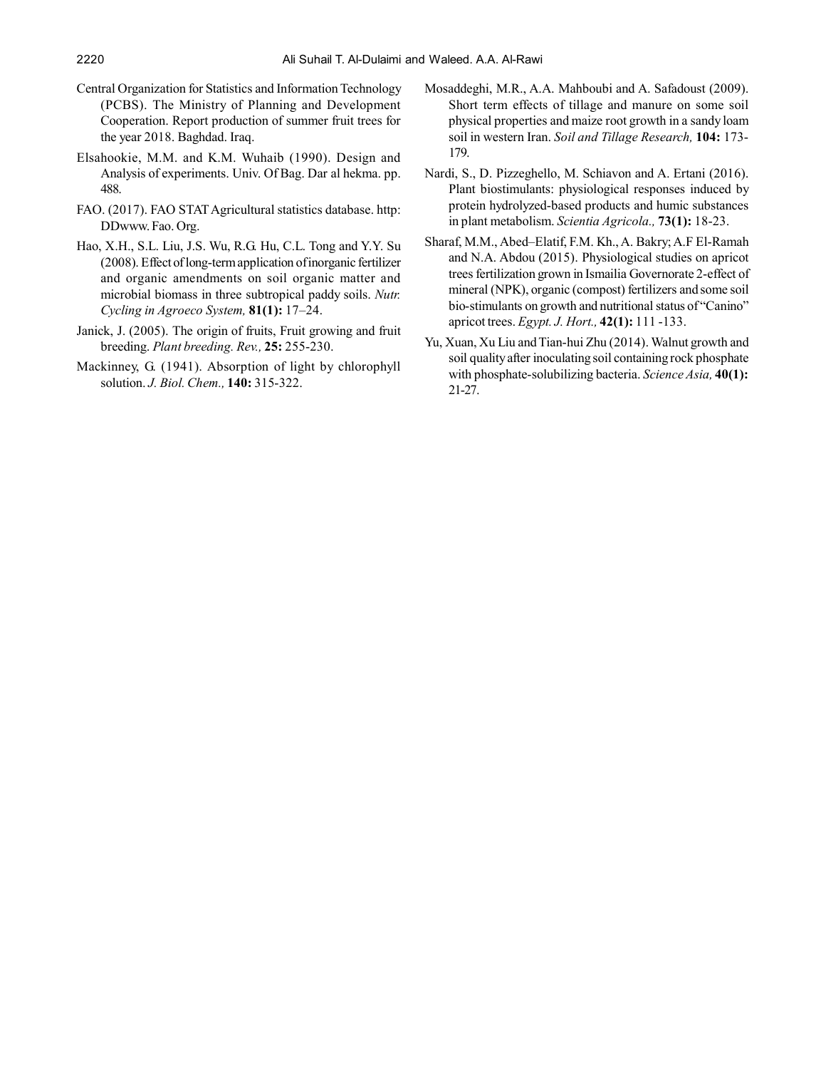Central Organization for Statistics and Information Technology (PCBS). The Ministry of Planning and Development Cooperation. Report production of summer fruit trees for the year 2018. Baghdad. Iraq.

Elsahookie, M.M. and K.M. Wuhaib (1990). Design and Analysis of experiments. Univ. Of Bag. Dar al hekma. pp. 488.

FAO. (2017). FAO STAT Agricultural statistics database. http: DDwww. Fao. Org.

Hao, X.H., S.L. Liu, J.S. Wu, R.G. Hu, C.L. Tong and Y.Y. Su (2008). Effect of long-term application of inorganic fertilizer and organic amendments on soil organic matter and microbial biomass in three subtropical paddy soils. *Nutr. Cycling in Agroeco System,* **81(1):** 17–24.

Janick, J. (2005). The origin of fruits, Fruit growing and fruit breeding. *Plant breeding. Rev.,* **25:** 255-230.

Mackinney, G. (1941). Absorption of light by chlorophyll solution. *J. Biol. Chem.,* **140:** 315-322.

Mosaddeghi, M.R., A.A. Mahboubi and A. Safadoust (2009). Short term effects of tillage and manure on some soil physical properties and maize root growth in a sandy loam soil in western Iran. *Soil and Tillage Research,* **104:** 173-179.

Nardi, S., D. Pizzeghello, M. Schiavon and A. Ertani (2016). Plant biostimulants: physiological responses induced by protein hydrolyzed-based products and humic substances in plant metabolism. *Scientia Agricola.,* **73(1):** 18-23.

Sharaf, M.M., Abed–Elatif, F.M. Kh., A. Bakry; A.F El-Ramah and N.A. Abdou (2015). Physiological studies on apricot trees fertilization grown in Ismailia Governorate 2-effect of mineral (NPK), organic (compost) fertilizers and some soil bio-stimulants on growth and nutritional status of "Canino" apricot trees. *Egypt. J. Hort.,* **42(1):** 111 -133.

Yu, Xuan, Xu Liu and Tian-hui Zhu (2014). Walnut growth and soil quality after inoculating soil containing rock phosphate with phosphate-solubilizing bacteria. *Science Asia,* **40(1):** 21-27.